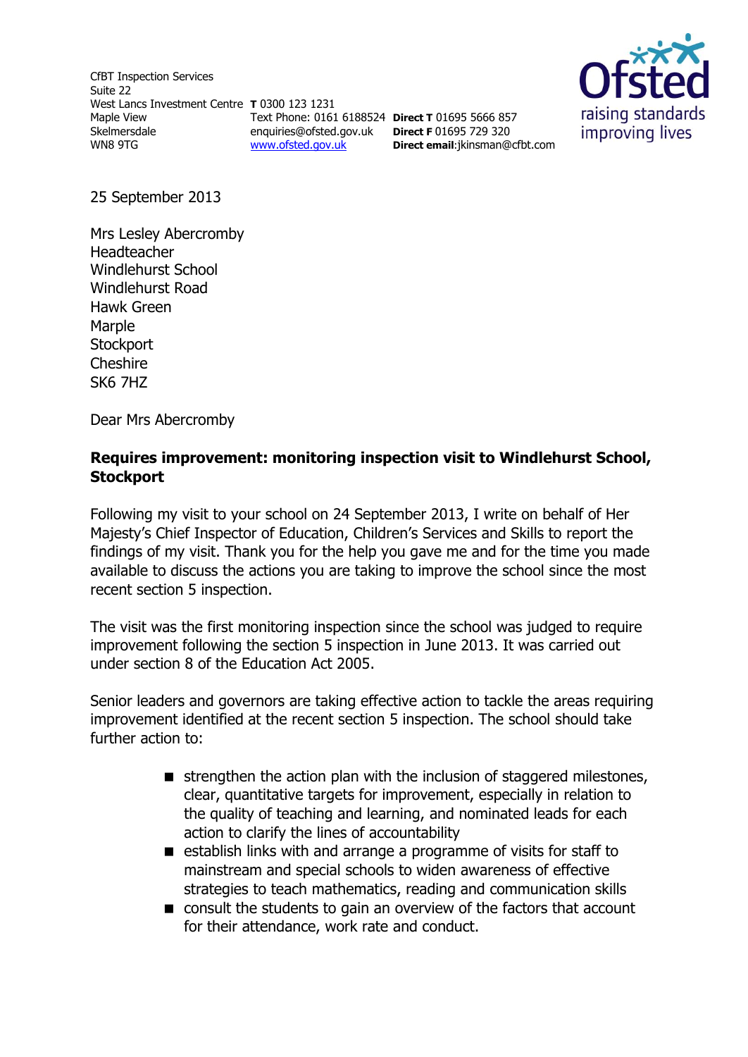CfBT Inspection Services
Suite 22
West Lancs Investment Centre
Maple View
Skelmersdale
WN8 9TG

**T** 0300 123 1231
Text Phone: 0161 6188524
enquiries@ofsted.gov.uk
www.ofsted.gov.uk

**Direct T** 01695 5666 857
**Direct F** 01695 729 320
**Direct email**:jkinsman@cfbt.com

Ofsted
raising standards
improving lives

25 September 2013

Mrs Lesley Abercromby
Headteacher
Windlehurst School
Windlehurst Road
Hawk Green
Marple
Stockport
Cheshire
SK6 7HZ

Dear Mrs Abercromby

**Requires improvement: monitoring inspection visit to Windlehurst School, Stockport**

Following my visit to your school on 24 September 2013, I write on behalf of Her Majesty's Chief Inspector of Education, Children's Services and Skills to report the findings of my visit. Thank you for the help you gave me and for the time you made available to discuss the actions you are taking to improve the school since the most recent section 5 inspection.

The visit was the first monitoring inspection since the school was judged to require improvement following the section 5 inspection in June 2013. It was carried out under section 8 of the Education Act 2005.

Senior leaders and governors are taking effective action to tackle the areas requiring improvement identified at the recent section 5 inspection. The school should take further action to:

- strengthen the action plan with the inclusion of staggered milestones, clear, quantitative targets for improvement, especially in relation to the quality of teaching and learning, and nominated leads for each action to clarify the lines of accountability
- establish links with and arrange a programme of visits for staff to mainstream and special schools to widen awareness of effective strategies to teach mathematics, reading and communication skills
- consult the students to gain an overview of the factors that account for their attendance, work rate and conduct.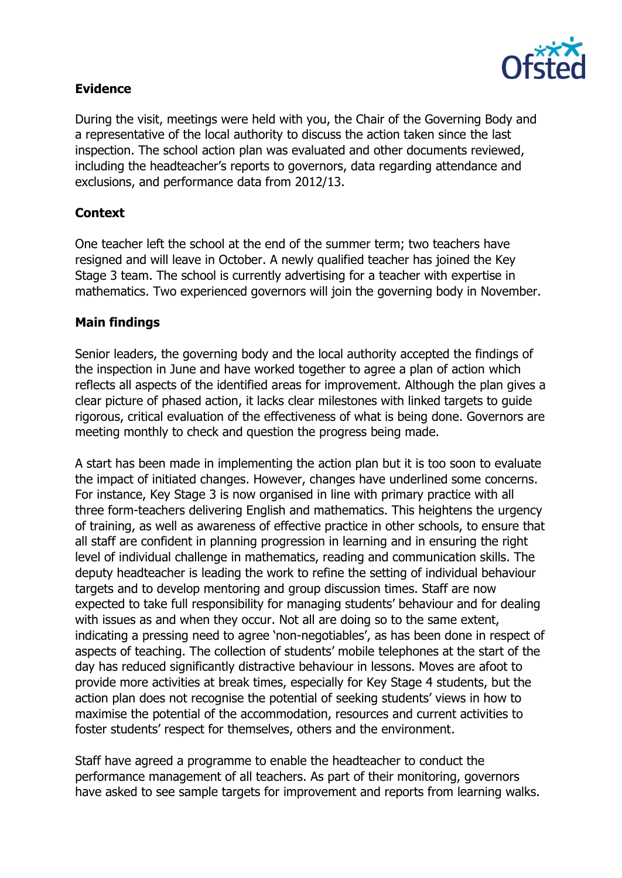## Evidence

During the visit, meetings were held with you, the Chair of the Governing Body and a representative of the local authority to discuss the action taken since the last inspection. The school action plan was evaluated and other documents reviewed, including the headteacher's reports to governors, data regarding attendance and exclusions, and performance data from 2012/13.

## Context

One teacher left the school at the end of the summer term; two teachers have resigned and will leave in October. A newly qualified teacher has joined the Key Stage 3 team. The school is currently advertising for a teacher with expertise in mathematics. Two experienced governors will join the governing body in November.

## Main findings

Senior leaders, the governing body and the local authority accepted the findings of the inspection in June and have worked together to agree a plan of action which reflects all aspects of the identified areas for improvement. Although the plan gives a clear picture of phased action, it lacks clear milestones with linked targets to guide rigorous, critical evaluation of the effectiveness of what is being done. Governors are meeting monthly to check and question the progress being made.

A start has been made in implementing the action plan but it is too soon to evaluate the impact of initiated changes. However, changes have underlined some concerns. For instance, Key Stage 3 is now organised in line with primary practice with all three form-teachers delivering English and mathematics. This heightens the urgency of training, as well as awareness of effective practice in other schools, to ensure that all staff are confident in planning progression in learning and in ensuring the right level of individual challenge in mathematics, reading and communication skills. The deputy headteacher is leading the work to refine the setting of individual behaviour targets and to develop mentoring and group discussion times. Staff are now expected to take full responsibility for managing students' behaviour and for dealing with issues as and when they occur. Not all are doing so to the same extent, indicating a pressing need to agree 'non-negotiables', as has been done in respect of aspects of teaching. The collection of students' mobile telephones at the start of the day has reduced significantly distractive behaviour in lessons. Moves are afoot to provide more activities at break times, especially for Key Stage 4 students, but the action plan does not recognise the potential of seeking students' views in how to maximise the potential of the accommodation, resources and current activities to foster students' respect for themselves, others and the environment.

Staff have agreed a programme to enable the headteacher to conduct the performance management of all teachers. As part of their monitoring, governors have asked to see sample targets for improvement and reports from learning walks.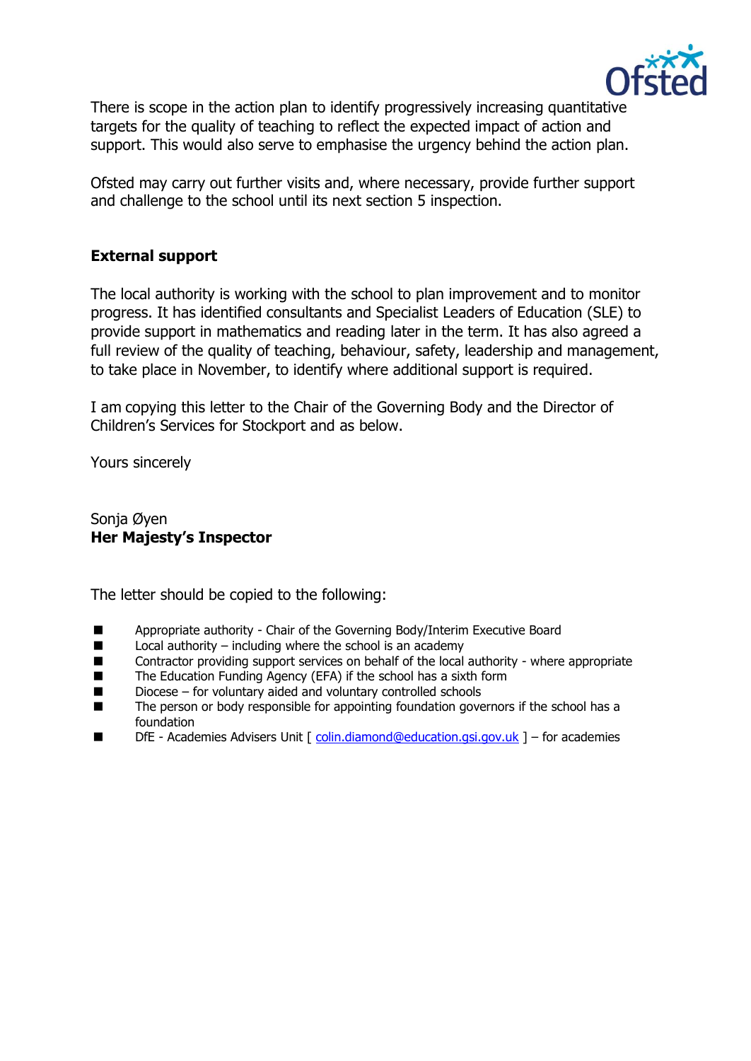There is scope in the action plan to identify progressively increasing quantitative targets for the quality of teaching to reflect the expected impact of action and support. This would also serve to emphasise the urgency behind the action plan.

Ofsted may carry out further visits and, where necessary, provide further support and challenge to the school until its next section 5 inspection.

## External support

The local authority is working with the school to plan improvement and to monitor progress. It has identified consultants and Specialist Leaders of Education (SLE) to provide support in mathematics and reading later in the term. It has also agreed a full review of the quality of teaching, behaviour, safety, leadership and management, to take place in November, to identify where additional support is required.

I am copying this letter to the Chair of the Governing Body and the Director of Children's Services for Stockport and as below.

Yours sincerely

Sonja Øyen
**Her Majesty's Inspector**

The letter should be copied to the following:

- Appropriate authority - Chair of the Governing Body/Interim Executive Board
- Local authority – including where the school is an academy
- Contractor providing support services on behalf of the local authority - where appropriate
- The Education Funding Agency (EFA) if the school has a sixth form
- Diocese – for voluntary aided and voluntary controlled schools
- The person or body responsible for appointing foundation governors if the school has a foundation
- DfE - Academies Advisers Unit [ colin.diamond@education.gsi.gov.uk ] – for academies